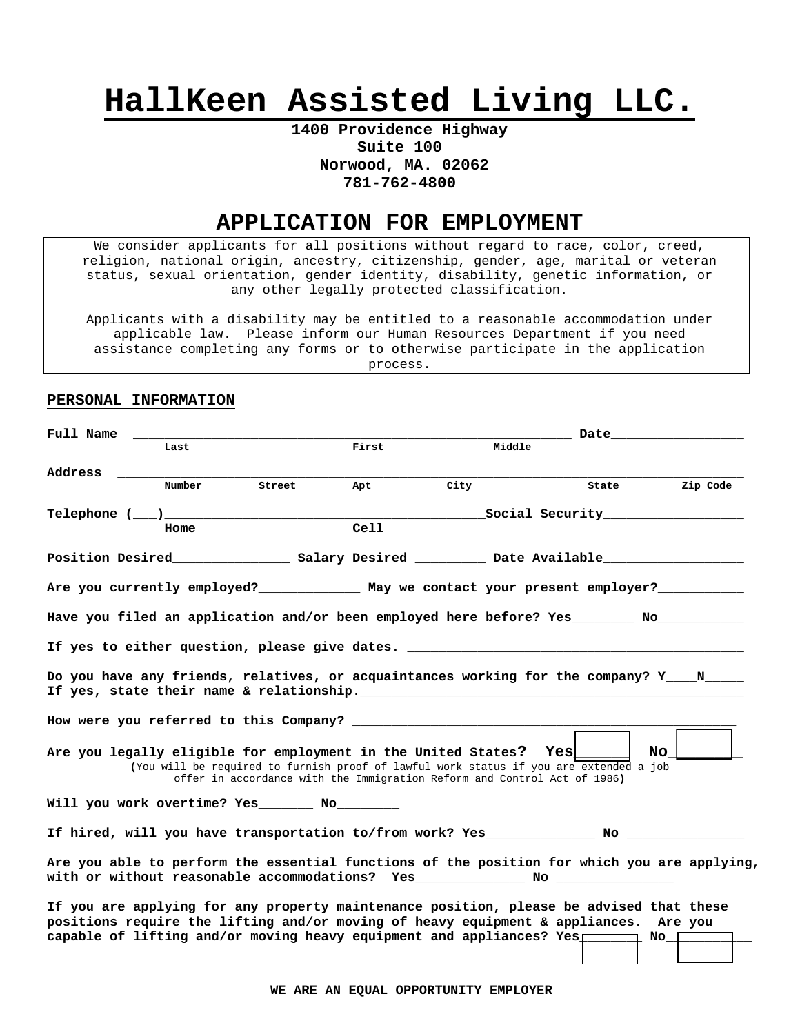# HallKeen Assisted Living LLC.

**1400 Providence Highway**
**Suite 100**
**Norwood, MA. 02062**
**781-762-4800**

## APPLICATION FOR EMPLOYMENT

We consider applicants for all positions without regard to race, color, creed, religion, national origin, ancestry, citizenship, gender, age, marital or veteran status, sexual orientation, gender identity, disability, genetic information, or any other legally protected classification.

Applicants with a disability may be entitled to a reasonable accommodation under applicable law. Please inform our Human Resources Department if you need assistance completing any forms or to otherwise participate in the application process.

**PERSONAL INFORMATION**

**Full Name** ______________________________________________ **Date**_________________
Last First Middle

**Address** ___________________________________________________________________
Number Street Apt City State Zip Code

**Telephone (___)**________________________________________**Social Security**__________________
Home Cell

**Position Desired**_______________ **Salary Desired** _________ **Date Available**__________________

**Are you currently employed?**_____________ **May we contact your present employer?**___________

**Have you filed an application and/or been employed here before? Yes**________ **No**___________

**If yes to either question, please give dates.** ____________________________________________

**Do you have any friends, relatives, or acquaintances working for the company? Y____N_____**
**If yes, state their name & relationship.**___________________________________________________

**How were you referred to this Company?** ___________________________________________________

**Are you legally eligible for employment in the United States? Yes**______ **No**_______
(You will be required to furnish proof of lawful work status if you are extended a job offer in accordance with the Immigration Reform and Control Act of 1986)

**Will you work overtime? Yes**_______ **No**________

**If hired, will you have transportation to/from work? Yes**______________ **No** _______________

**Are you able to perform the essential functions of the position for which you are applying, with or without reasonable accommodations? Yes**______________ **No** _______________

**If you are applying for any property maintenance position, please be advised that these positions require the lifting and/or moving of heavy equipment & appliances. Are you capable of lifting and/or moving heavy equipment and appliances? Yes**_______ **No**__________

**WE ARE AN EQUAL OPPORTUNITY EMPLOYER**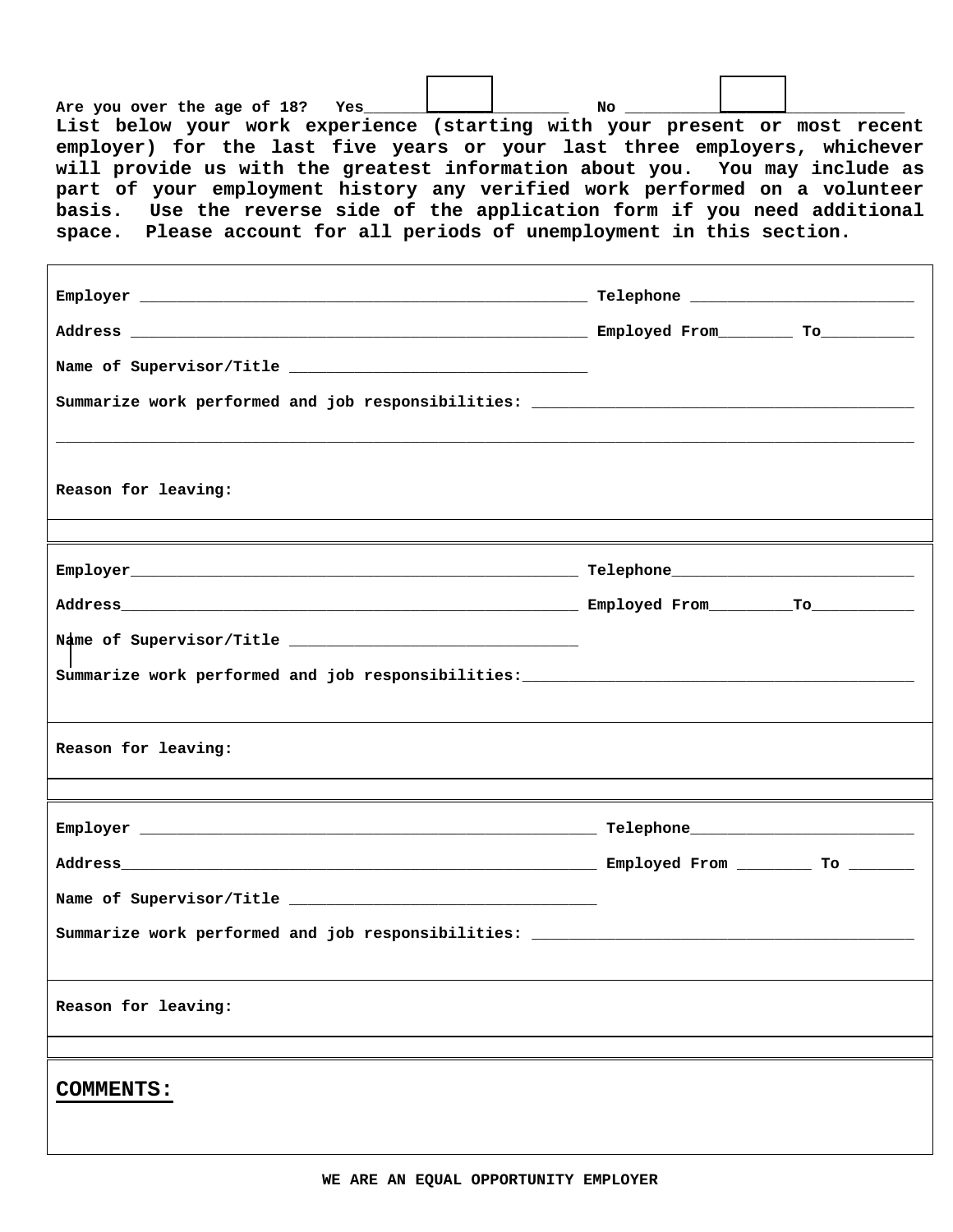**Are you over the age of 18? Yes____________ No ____________**

**List below your work experience (starting with your present or most recent employer) for the last five years or your last three employers, whichever will provide us with the greatest information about you. You may include as part of your employment history any verified work performed on a volunteer basis. Use the reverse side of the application form if you need additional space. Please account for all periods of unemployment in this section.**

**Employer** ______________________________ **Telephone** ______________________

**Address** ______________________________ **Employed From**________ **To**__________

**Name of Supervisor/Title** ______________________________

**Summarize work performed and job responsibilities:** ______________________________

______________________________________________________________________________

**Reason for leaving:**

---

**Employer**______________________________ **Telephone**______________________

**Address**______________________________ **Employed From**________**To**__________

**Name of Supervisor/Title** ______________________________

**Summarize work performed and job responsibilities:**______________________________

**Reason for leaving:**

---

**Employer** ______________________________ **Telephone**______________________

**Address**______________________________ **Employed From** ________ **To** _______

**Name of Supervisor/Title** ______________________________

**Summarize work performed and job responsibilities:** ______________________________

**Reason for leaving:**

---

**COMMENTS:**

**WE ARE AN EQUAL OPPORTUNITY EMPLOYER**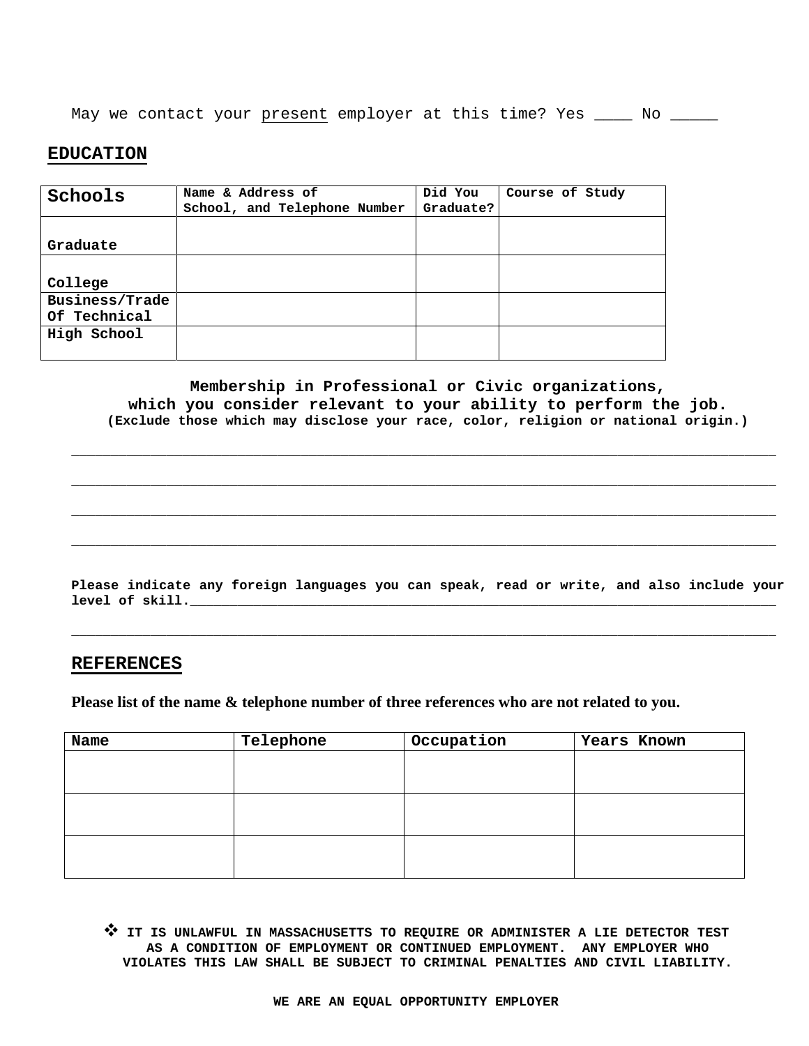May we contact your present employer at this time? Yes ____ No _____

## EDUCATION

| Schools | Name & Address of School, and Telephone Number | Did You Graduate? | Course of Study |
|---|---|---|---|
| Graduate | | | |
| College | | | |
| Business/Trade Of Technical | | | |
| High School | | | |

**Membership in Professional or Civic organizations, which you consider relevant to your ability to perform the job.**
**(Exclude those which may disclose your race, color, religion or national origin.)**

_______________________________________________________________________________

_______________________________________________________________________________

_______________________________________________________________________________

_______________________________________________________________________________

**Please indicate any foreign languages you can speak, read or write, and also include your level of skill.**_____________________________________________________________________

_______________________________________________________________________________

## REFERENCES

**Please list of the name & telephone number of three references who are not related to you.**

| Name | Telephone | Occupation | Years Known |
|---|---|---|---|
| | | | |
| | | | |
| | | | |

- **IT IS UNLAWFUL IN MASSACHUSETTS TO REQUIRE OR ADMINISTER A LIE DETECTOR TEST AS A CONDITION OF EMPLOYMENT OR CONTINUED EMPLOYMENT. ANY EMPLOYER WHO VIOLATES THIS LAW SHALL BE SUBJECT TO CRIMINAL PENALTIES AND CIVIL LIABILITY.**

**WE ARE AN EQUAL OPPORTUNITY EMPLOYER**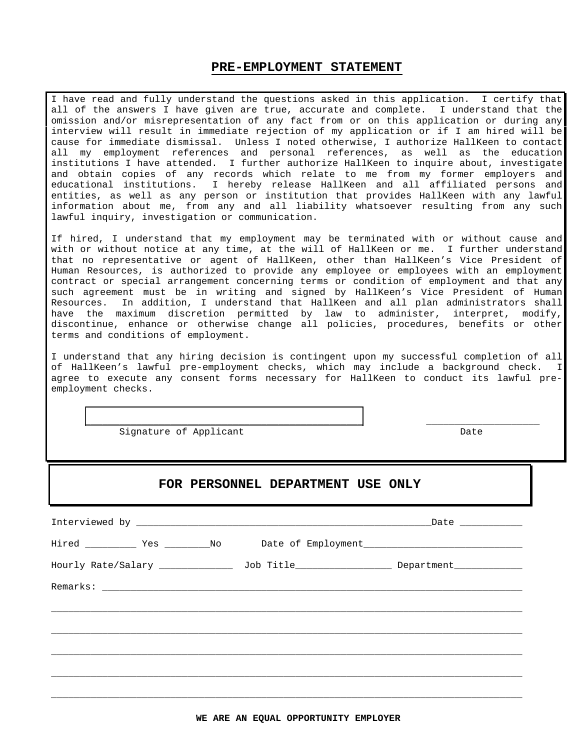## PRE-EMPLOYMENT STATEMENT

I have read and fully understand the questions asked in this application. I certify that all of the answers I have given are true, accurate and complete. I understand that the omission and/or misrepresentation of any fact from or on this application or during any interview will result in immediate rejection of my application or if I am hired will be cause for immediate dismissal. Unless I noted otherwise, I authorize HallKeen to contact all my employment references and personal references, as well as the education institutions I have attended. I further authorize HallKeen to inquire about, investigate and obtain copies of any records which relate to me from my former employers and educational institutions. I hereby release HallKeen and all affiliated persons and entities, as well as any person or institution that provides HallKeen with any lawful information about me, from any and all liability whatsoever resulting from any such lawful inquiry, investigation or communication.

If hired, I understand that my employment may be terminated with or without cause and with or without notice at any time, at the will of HallKeen or me. I further understand that no representative or agent of HallKeen, other than HallKeen's Vice President of Human Resources, is authorized to provide any employee or employees with an employment contract or special arrangement concerning terms or condition of employment and that any such agreement must be in writing and signed by HallKeen's Vice President of Human Resources. In addition, I understand that HallKeen and all plan administrators shall have the maximum discretion permitted by law to administer, interpret, modify, discontinue, enhance or otherwise change all policies, procedures, benefits or other terms and conditions of employment.

I understand that any hiring decision is contingent upon my successful completion of all of HallKeen's lawful pre-employment checks, which may include a background check. I agree to execute any consent forms necessary for HallKeen to conduct its lawful pre-employment checks.

______________________________________________ ____________________

Signature of Applicant Date

## FOR PERSONNEL DEPARTMENT USE ONLY

Interviewed by ____________________________________________________Date ___________

Hired _________ Yes ________No Date of Employment____________________________

Hourly Rate/Salary _____________ Job Title_________________ Department____________

Remarks: ____________________________________________________________________________

_____________________________________________________________________________________

_____________________________________________________________________________________

_____________________________________________________________________________________

_____________________________________________________________________________________

_____________________________________________________________________________________

**WE ARE AN EQUAL OPPORTUNITY EMPLOYER**